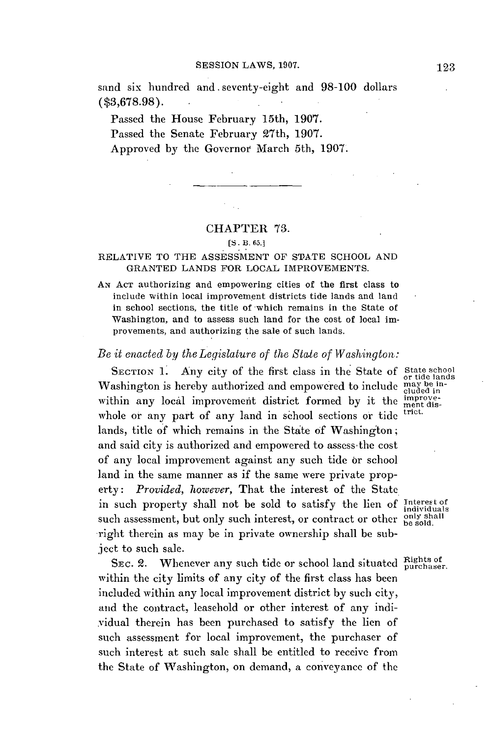sand six hundred and seventy-eight and 98-100 dollars ($3,678.98).

Passed the House February 15th, 1907.

Passed the Senate February 27th, 1907.

Approved by the Governor March 5th, 1907.

---

## CHAPTER 73.

[S. B. 65.]

### RELATIVE TO THE ASSESSMENT OF STATE SCHOOL AND GRANTED LANDS FOR LOCAL IMPROVEMENTS.

AN ACT authorizing and empowering cities of the first class to include within local improvement districts tide lands and land in school sections, the title of which remains in the State of Washington, and to assess such land for the cost of local improvements, and authorizing the sale of such lands.

*Be it enacted by the Legislature of the State of Washington:*

SECTION 1. Any city of the first class in the State of Washington is hereby authorized and empowered to include within any local improvement district formed by it the whole or any part of any land in school sections or tide lands, title of which remains in the State of Washington; and said city is authorized and empowered to assess the cost of any local improvement against any such tide or school land in the same manner as if the same were private property: *Provided, however,* That the interest of the State in such property shall not be sold to satisfy the lien of such assessment, but only such interest, or contract or other right therein as may be in private ownership shall be subject to such sale.

State school or tide lands may be included in improvement district.

Interest of individuals only shall be sold.

SEC. 2. Whenever any such tide or school land situated within the city limits of any city of the first class has been included within any local improvement district by such city, and the contract, leasehold or other interest of any individual therein has been purchased to satisfy the lien of such assessment for local improvement, the purchaser of such interest at such sale shall be entitled to receive from the State of Washington, on demand, a conveyance of the

Rights of purchaser.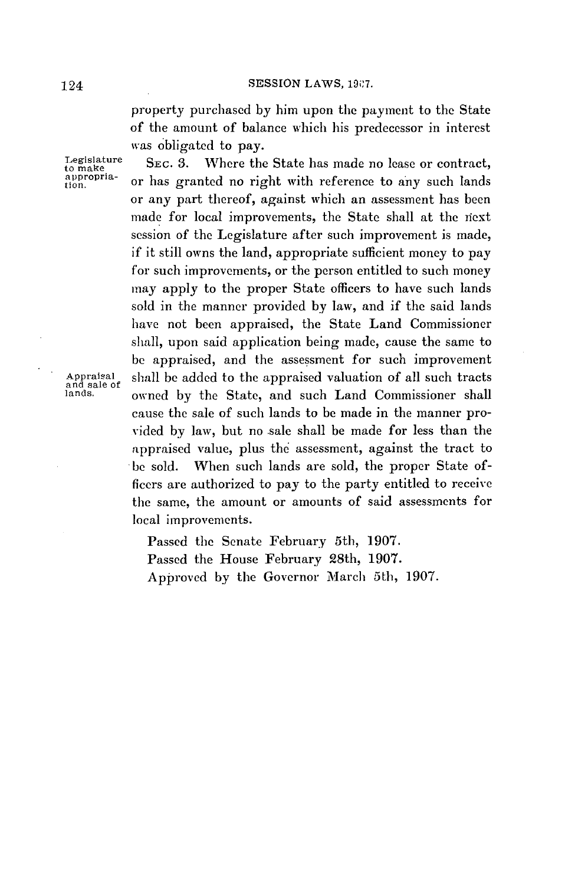property purchased by him upon the payment to the State of the amount of balance which his predecessor in interest was obligated to pay.

Legislature to make appropriation.

SEC. 3. Where the State has made no lease or contract, or has granted no right with reference to any such lands or any part thereof, against which an assessment has been made for local improvements, the State shall at the next session of the Legislature after such improvement is made, if it still owns the land, appropriate sufficient money to pay for such improvements, or the person entitled to such money may apply to the proper State officers to have such lands sold in the manner provided by law, and if the said lands have not been appraised, the State Land Commissioner shall, upon said application being made, cause the same to be appraised, and the assessment for such improvement shall be added to the appraised valuation of all such tracts owned by the State, and such Land Commissioner shall cause the sale of such lands to be made in the manner provided by law, but no sale shall be made for less than the appraised value, plus the assessment, against the tract to be sold. When such lands are sold, the proper State officers are authorized to pay to the party entitled to receive the same, the amount or amounts of said assessments for local improvements.

Appraisal and sale of lands.

Passed the Senate February 5th, 1907.
Passed the House February 28th, 1907.
Approved by the Governor March 5th, 1907.